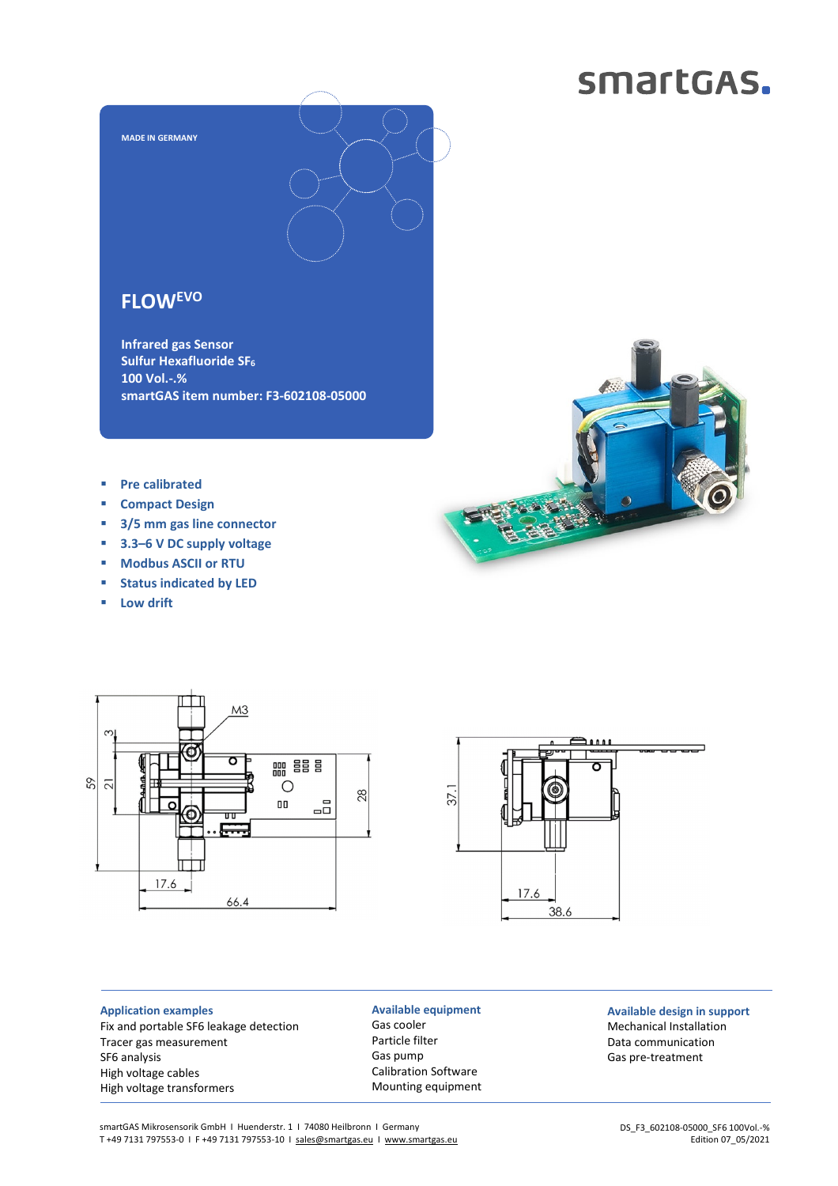smartGAS.

MADE IN GERMANY

# FLOW$^{EVO}$

**Infrared gas Sensor**
**Sulfur Hexafluoride $SF_6$**
**100 Vol.-%**
**smartGAS item number: F3-602108-05000**

- Pre calibrated
- Compact Design
- 3/5 mm gas line connector
- 3.3–6 V DC supply voltage
- Modbus ASCII or RTU
- Status indicated by LED
- Low drift

M3

59 21 3 28 17.6 66.4

37.1 17.6 38.6

### Application examples

Fix and portable SF6 leakage detection
Tracer gas measurement
SF6 analysis
High voltage cables
High voltage transformers

### Available equipment

Gas cooler
Particle filter
Gas pump
Calibration Software
Mounting equipment

### Available design in support

Mechanical Installation
Data communication
Gas pre-treatment

smartGAS Mikrosensorik GmbH I Huenderstr. 1 I 74080 Heilbronn I Germany
T +49 7131 797553-0 I F +49 7131 797553-10 I sales@smartgas.eu I www.smartgas.eu

DS_F3_602108-05000_SF6 100Vol.-%
Edition 07_05/2021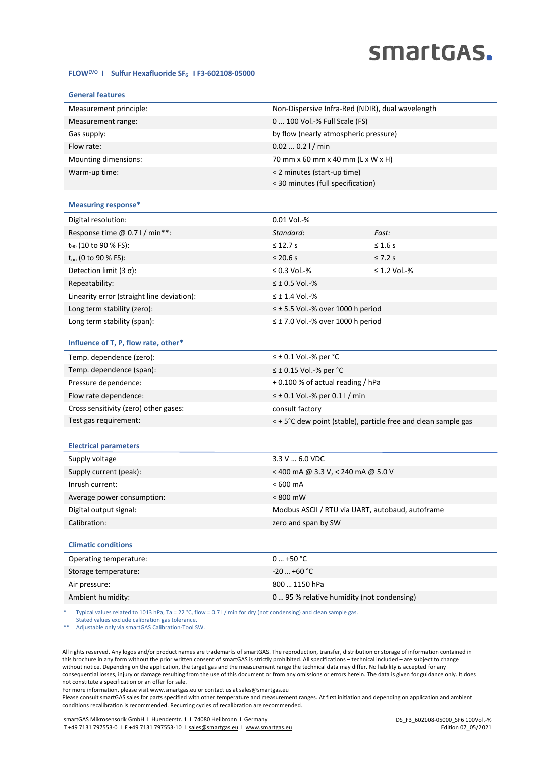smartGAS.

**FLOW[EVO] I Sulfur Hexafluoride $SF_6$ I F3-602108-05000**

## General features

| | |
|---|---|
| Measurement principle: | Non-Dispersive Infra-Red (NDIR), dual wavelength |
| Measurement range: | 0 … 100 Vol.-% Full Scale (FS) |
| Gas supply: | by flow (nearly atmospheric pressure) |
| Flow rate: | 0.02 … 0.2 l / min |
| Mounting dimensions: | 70 mm x 60 mm x 40 mm (L x W x H) |
| Warm-up time: | < 2 minutes (start-up time)<br>< 30 minutes (full specification) |

## Measuring response*

| | | |
|---|---|---|
| Digital resolution: | 0.01 Vol.-% | |
| Response time @ 0.7 l / min**: | *Standard*: | *Fast:* |
| $t_{90}$ (10 to 90 % FS): | ≤ 12.7 s | ≤ 1.6 s |
| $t_{on}$ (0 to 90 % FS): | ≤ 20.6 s | ≤ 7.2 s |
| Detection limit (3 σ): | ≤ 0.3 Vol.-% | ≤ 1.2 Vol.-% |
| Repeatability: | ≤ ± 0.5 Vol.-% | |
| Linearity error (straight line deviation): | ≤ ± 1.4 Vol.-% | |
| Long term stability (zero): | ≤ ± 5.5 Vol.-% over 1000 h period | |
| Long term stability (span): | ≤ ± 7.0 Vol.-% over 1000 h period | |

## Influence of T, P, flow rate, other*

| | |
|---|---|
| Temp. dependence (zero): | ≤ ± 0.1 Vol.-% per °C |
| Temp. dependence (span): | ≤ ± 0.15 Vol.-% per °C |
| Pressure dependence: | + 0.100 % of actual reading / hPa |
| Flow rate dependence: | ≤ ± 0.1 Vol.-% per 0.1 l / min |
| Cross sensitivity (zero) other gases: | consult factory |
| Test gas requirement: | < + 5°C dew point (stable), particle free and clean sample gas |

## Electrical parameters

| | |
|---|---|
| Supply voltage | 3.3 V … 6.0 VDC |
| Supply current (peak): | < 400 mA @ 3.3 V, < 240 mA @ 5.0 V |
| Inrush current: | < 600 mA |
| Average power consumption: | < 800 mW |
| Digital output signal: | Modbus ASCII / RTU via UART, autobaud, autoframe |
| Calibration: | zero and span by SW |

## Climatic conditions

| | |
|---|---|
| Operating temperature: | 0 … +50 °C |
| Storage temperature: | -20 … +60 °C |
| Air pressure: | 800 … 1150 hPa |
| Ambient humidity: | 0 … 95 % relative humidity (not condensing) |

\* Typical values related to 1013 hPa, Ta = 22 °C, flow = 0.7 l / min for dry (not condensing) and clean sample gas. Stated values exclude calibration gas tolerance.
\** Adjustable only via smartGAS Calibration-Tool SW.

All rights reserved. Any logos and/or product names are trademarks of smartGAS. The reproduction, transfer, distribution or storage of information contained in this brochure in any form without the prior written consent of smartGAS is strictly prohibited. All specifications – technical included – are subject to change without notice. Depending on the application, the target gas and the measurement range the technical data may differ. No liability is accepted for any consequential losses, injury or damage resulting from the use of this document or from any omissions or errors herein. The data is given for guidance only. It does not constitute a specification or an offer for sale.
For more information, please visit www.smartgas.eu or contact us at sales@smartgas.eu
Please consult smartGAS sales for parts specified with other temperature and measurement ranges. At first initiation and depending on application and ambient conditions recalibration is recommended. Recurring cycles of recalibration are recommended.

smartGAS Mikrosensorik GmbH I Huenderstr. 1 I 74080 Heilbronn I Germany
T +49 7131 797553-0 I F +49 7131 797553-10 I sales@smartgas.eu I www.smartgas.eu

DS_F3_602108-05000_SF6 100Vol.-%
Edition 07_05/2021